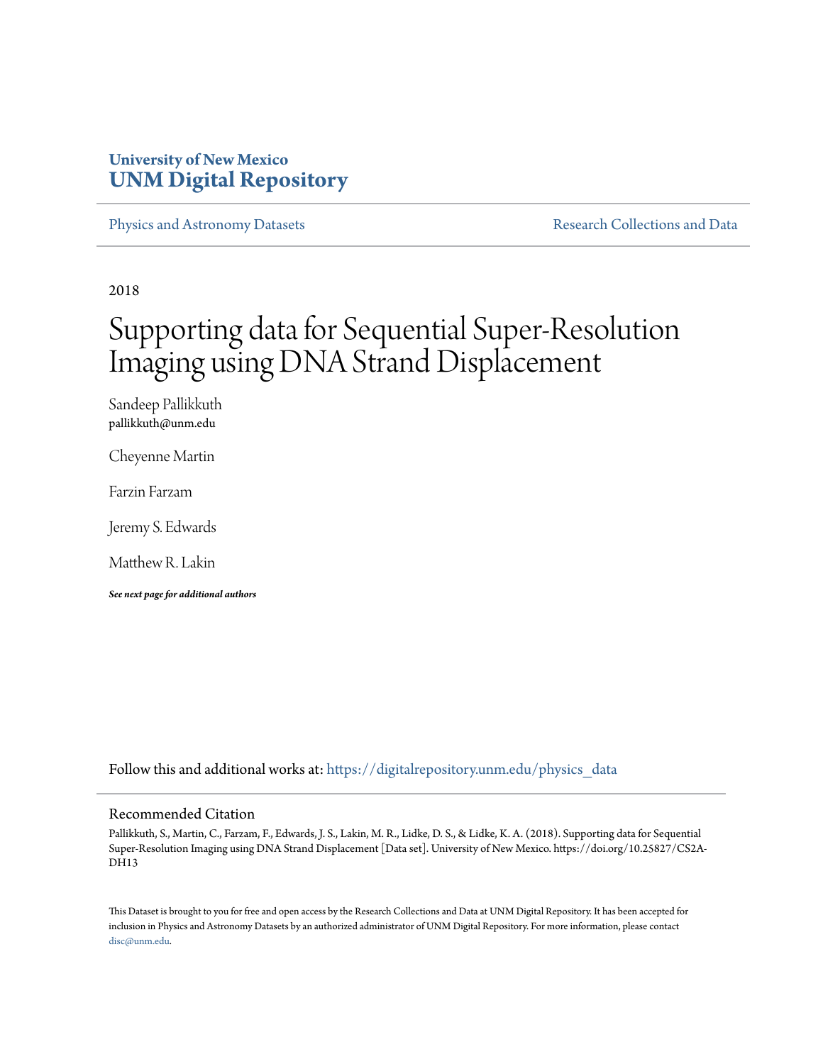University of New Mexico
**UNM Digital Repository**

Physics and Astronomy Datasets | Research Collections and Data

2018

# Supporting data for Sequential Super-Resolution Imaging using DNA Strand Displacement

Sandeep Pallikkuth
pallikkuth@unm.edu

Cheyenne Martin

Farzin Farzam

Jeremy S. Edwards

Matthew R. Lakin

***See next page for additional authors***

Follow this and additional works at: https://digitalrepository.unm.edu/physics_data

## Recommended Citation

Pallikkuth, S., Martin, C., Farzam, F., Edwards, J. S., Lakin, M. R., Lidke, D. S., & Lidke, K. A. (2018). Supporting data for Sequential Super-Resolution Imaging using DNA Strand Displacement [Data set]. University of New Mexico. https://doi.org/10.25827/CS2A-DH13

This Dataset is brought to you for free and open access by the Research Collections and Data at UNM Digital Repository. It has been accepted for inclusion in Physics and Astronomy Datasets by an authorized administrator of UNM Digital Repository. For more information, please contact disc@unm.edu.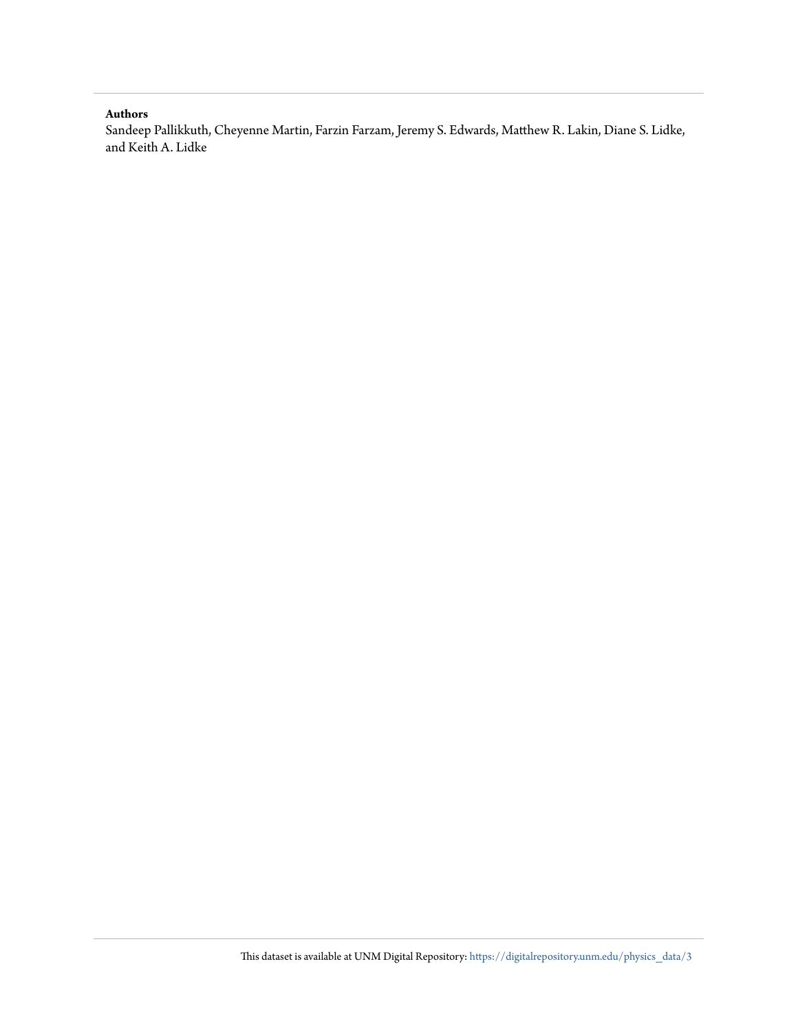**Authors**

Sandeep Pallikkuth, Cheyenne Martin, Farzin Farzam, Jeremy S. Edwards, Matthew R. Lakin, Diane S. Lidke, and Keith A. Lidke

This dataset is available at UNM Digital Repository: https://digitalrepository.unm.edu/physics_data/3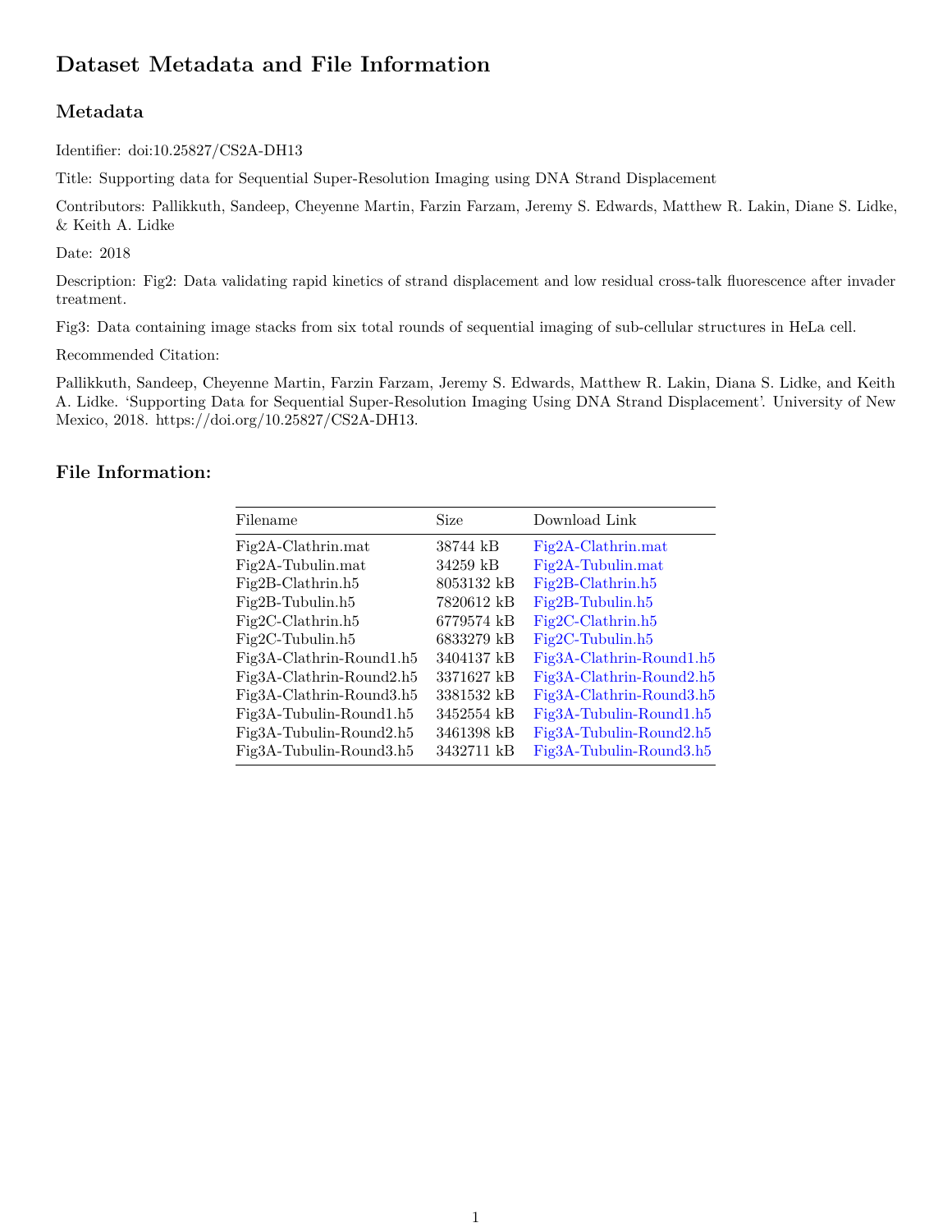# Dataset Metadata and File Information

## Metadata

Identifier: doi:10.25827/CS2A-DH13

Title: Supporting data for Sequential Super-Resolution Imaging using DNA Strand Displacement

Contributors: Pallikkuth, Sandeep, Cheyenne Martin, Farzin Farzam, Jeremy S. Edwards, Matthew R. Lakin, Diane S. Lidke, & Keith A. Lidke

Date: 2018

Description: Fig2: Data validating rapid kinetics of strand displacement and low residual cross-talk fluorescence after invader treatment.

Fig3: Data containing image stacks from six total rounds of sequential imaging of sub-cellular structures in HeLa cell.

Recommended Citation:

Pallikkuth, Sandeep, Cheyenne Martin, Farzin Farzam, Jeremy S. Edwards, Matthew R. Lakin, Diana S. Lidke, and Keith A. Lidke. 'Supporting Data for Sequential Super-Resolution Imaging Using DNA Strand Displacement'. University of New Mexico, 2018. https://doi.org/10.25827/CS2A-DH13.

## File Information:

| Filename | Size | Download Link |
|---|---|---|
| Fig2A-Clathrin.mat | 38744 kB | Fig2A-Clathrin.mat |
| Fig2A-Tubulin.mat | 34259 kB | Fig2A-Tubulin.mat |
| Fig2B-Clathrin.h5 | 8053132 kB | Fig2B-Clathrin.h5 |
| Fig2B-Tubulin.h5 | 7820612 kB | Fig2B-Tubulin.h5 |
| Fig2C-Clathrin.h5 | 6779574 kB | Fig2C-Clathrin.h5 |
| Fig2C-Tubulin.h5 | 6833279 kB | Fig2C-Tubulin.h5 |
| Fig3A-Clathrin-Round1.h5 | 3404137 kB | Fig3A-Clathrin-Round1.h5 |
| Fig3A-Clathrin-Round2.h5 | 3371627 kB | Fig3A-Clathrin-Round2.h5 |
| Fig3A-Clathrin-Round3.h5 | 3381532 kB | Fig3A-Clathrin-Round3.h5 |
| Fig3A-Tubulin-Round1.h5 | 3452554 kB | Fig3A-Tubulin-Round1.h5 |
| Fig3A-Tubulin-Round2.h5 | 3461398 kB | Fig3A-Tubulin-Round2.h5 |
| Fig3A-Tubulin-Round3.h5 | 3432711 kB | Fig3A-Tubulin-Round3.h5 |